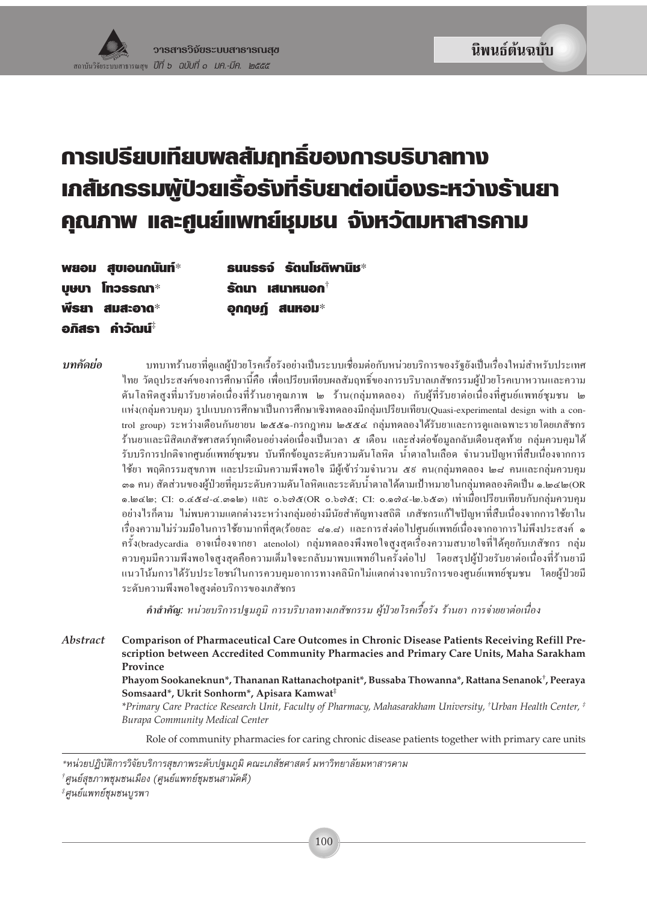นิพนธ์ต้นฉบับ

# การเปรียบเทียบผลสัมฤทธิ์ของการบริบาลทางเภสัชกรรมผู้ป่วยเรื้อรังที่รับยาต่อเนื่องระหว่างร้านยาคุณภาพ และศูนย์แพทย์ชุมชน จังหวัดมหาสารคาม

**พยอม สุขเอนกนันท์*** **ธนนรรจ์ รัตนโชติพานิช***
**บุษบา โทวรรณา*** **รัตนา เสนาหนอก†**
**พีรยา สมสะอาด*** **อุกฤษฎ์ สนหอม***
**อภิสรา คำวัฒน์‡**

***บทคัดย่อ*** บทบาทร้านยาที่ดูแลผู้ป่วยโรคเรื้อรังอย่างเป็นระบบเชื่อมต่อกับหน่วยบริการของรัฐยังเป็นเรื่องใหม่สำหรับประเทศไทย วัตถุประสงค์ของการศึกษานี้คือ เพื่อเปรียบเทียบผลสัมฤทธิ์ของการบริบาลเภสัชกรรมผู้ป่วยโรคเบาหวานและความดันโลหิตสูงที่มารับยาต่อเนื่องที่ร้านยาคุณภาพ ๒ ร้าน(กลุ่มทดลอง) กับผู้ที่รับยาต่อเนื่องที่ศูนย์แพทย์ชุมชน ๒ แห่ง(กลุ่มควบคุม) รูปแบบการศึกษาเป็นการศึกษาเชิงทดลองมีกลุ่มเปรียบเทียบ(Quasi-experimental design with a control group) ระหว่างเดือนกันยายน ๒๕๕๑-กรกฎาคม ๒๕๕๔ กลุ่มทดลองได้รับยาและการดูแลเฉพาะรายโดยเภสัชกรร้านยาและนิสิตเภสัชศาสตร์ทุกเดือนอย่างต่อเนื่องเป็นเวลา ๕ เดือน และส่งต่อข้อมูลกลับเดือนสุดท้าย กลุ่มควบคุมได้รับบริการปกติจากศูนย์แพทย์ชุมชน บันทึกข้อมูลระดับความดันโลหิต น้ำตาลในเลือด จำนวนปัญหาที่สืบเนื่องจากการใช้ยา พฤติกรรมสุขภาพ และประเมินความพึงพอใจ มีผู้เข้าร่วมจำนวน ๕๙ คน(กลุ่มทดลอง ๒๘ คนและกลุ่มควบคุม ๓๑ คน) สัดส่วนของผู้ป่วยที่คุมระดับความดันโลหิตและระดับน้ำตาลได้ตามเป้าหมายในกลุ่มทดลองคิดเป็น ๑.๒๔๒(OR ๑.๒๔๒; CI: ๐.๔๕๘-๔.๓๑๒) และ ๐.๖๗๕(OR ๐.๖๗๕; CI: ๐.๑๗๔-๒.๖๕๓) เท่าเมื่อเปรียบเทียบกับกลุ่มควบคุม อย่างไรก็ตาม ไม่พบความแตกต่างระหว่างกลุ่มอย่างมีนัยสำคัญทางสถิติ เภสัชกรแก้ไขปัญหาที่สืบเนื่องจากการใช้ยาในเรื่องความไม่ร่วมมือในการใช้ยามากที่สุด(ร้อยละ ๘๑.๘) และการส่งต่อไปศูนย์แพทย์เนื่องจากอาการไม่พึงประสงค์ ๑ ครั้ง(bradycardia อาจเนื่องจากยา atenolol) กลุ่มทดลองพึงพอใจสูงสุดเรื่องความสบายใจที่ได้คุยกับเภสัชกร กลุ่มควบคุมมีความพึงพอใจสูงสุดคือความเต็มใจจะกลับมาพบแพทย์ในครั้งต่อไป โดยสรุปผู้ป่วยรับยาต่อเนื่องที่ร้านยามีแนวโน้มการได้รับประโยชน์ในการควบคุมอาการทางคลินิกไม่แตกต่างจากบริการของศูนย์แพทย์ชุมชน โดยผู้ป่วยมีระดับความพึงพอใจสูงต่อบริการของเภสัชกร

***คำสำคัญ:*** *หน่วยบริการปฐมภูมิ การบริบาลทางเภสัชกรรม ผู้ป่วยโรคเรื้อรัง ร้านยา การจ่ายยาต่อเนื่อง*

***Abstract*** **Comparison of Pharmaceutical Care Outcomes in Chronic Disease Patients Receiving Refill Prescription between Accredited Community Pharmacies and Primary Care Units, Maha Sarakham Province**

**Phayom Sookaneknun*, Thananan Rattanachotpanit*, Bussaba Thowanna*, Rattana Senanok†, Peeraya Somsaard*, Ukrit Sonhorm*, Apisara Kamwat‡**

*\*Primary Care Practice Research Unit, Faculty of Pharmacy, Mahasarakham University, †Urban Health Center, ‡Burapa Community Medical Center*

Role of community pharmacies for caring chronic disease patients together with primary care units

---

*\*หน่วยปฏิบัติการวิจัยบริการสุขภาพระดับปฐมภูมิ คณะเภสัชศาสตร์ มหาวิทยาลัยมหาสารคาม*
*†ศูนย์สุขภาพชุมชนเมือง (ศูนย์แพทย์ชุมชนสามัคคี)*
*‡ศูนย์แพทย์ชุมชนบูรพา*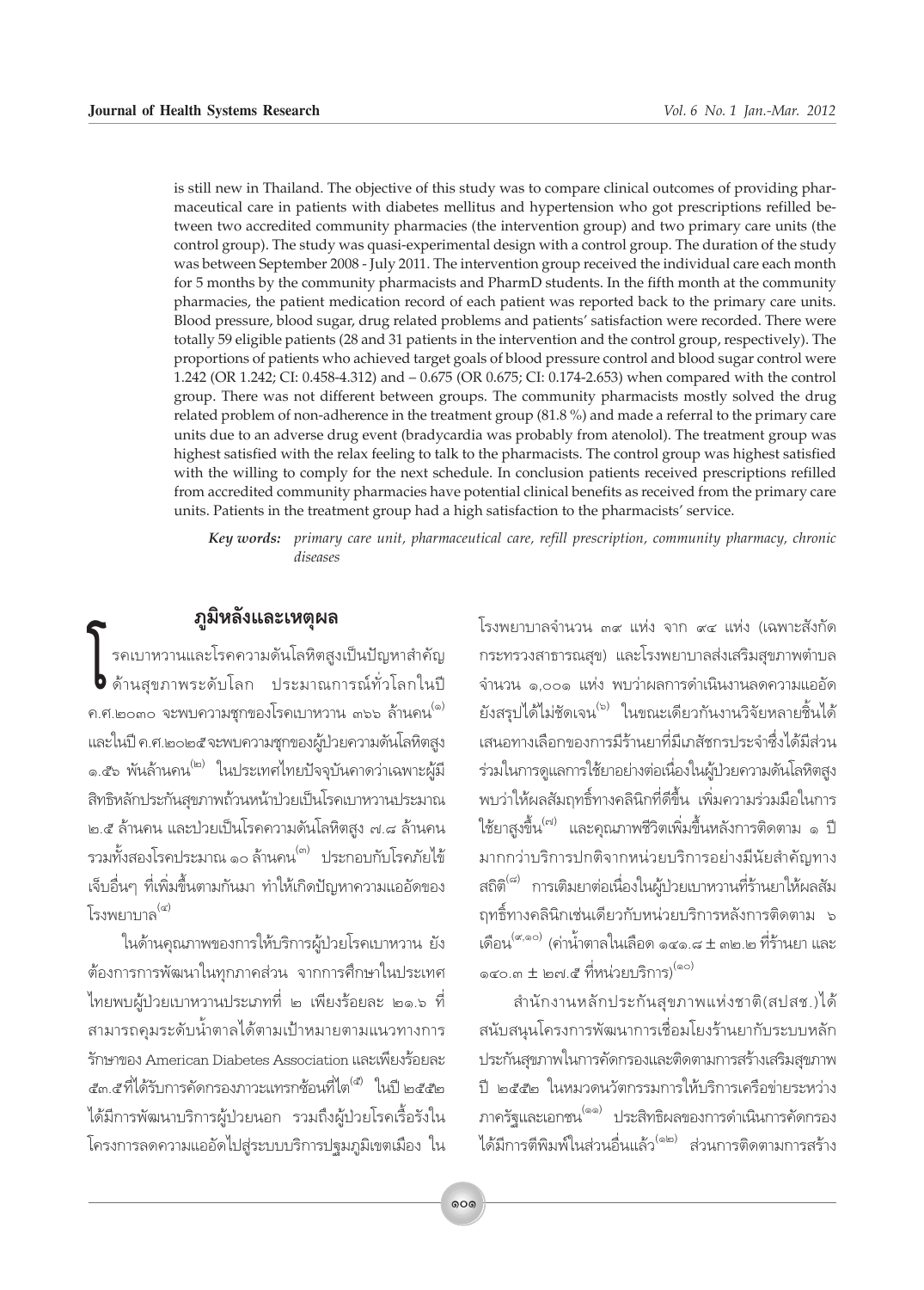is still new in Thailand. The objective of this study was to compare clinical outcomes of providing pharmaceutical care in patients with diabetes mellitus and hypertension who got prescriptions refilled between two accredited community pharmacies (the intervention group) and two primary care units (the control group). The study was quasi-experimental design with a control group. The duration of the study was between September 2008 - July 2011. The intervention group received the individual care each month for 5 months by the community pharmacists and PharmD students. In the fifth month at the community pharmacies, the patient medication record of each patient was reported back to the primary care units. Blood pressure, blood sugar, drug related problems and patients' satisfaction were recorded. There were totally 59 eligible patients (28 and 31 patients in the intervention and the control group, respectively). The proportions of patients who achieved target goals of blood pressure control and blood sugar control were 1.242 (OR 1.242; CI: 0.458-4.312) and – 0.675 (OR 0.675; CI: 0.174-2.653) when compared with the control group. There was not different between groups. The community pharmacists mostly solved the drug related problem of non-adherence in the treatment group (81.8 %) and made a referral to the primary care units due to an adverse drug event (bradycardia was probably from atenolol). The treatment group was highest satisfied with the relax feeling to talk to the pharmacists. The control group was highest satisfied with the willing to comply for the next schedule. In conclusion patients received prescriptions refilled from accredited community pharmacies have potential clinical benefits as received from the primary care units. Patients in the treatment group had a high satisfaction to the pharmacists' service.

***Key words:*** *primary care unit, pharmaceutical care, refill prescription, community pharmacy, chronic diseases*

## ภูมิหลังและเหตุผล

โรคเบาหวานและโรคความดันโลหิตสูงเป็นปัญหาสำคัญด้านสุขภาพระดับโลก ประมาณการณ์ทั่วโลกในปี ค.ศ.๒๐๓๐ จะพบความชุกของโรคเบาหวาน ๓๖๖ ล้านคน[๑] และในปี ค.ศ.๒๐๒๕ จะพบความชุกของผู้ป่วยความดันโลหิตสูง ๑.๕๖ พันล้านคน[๒] ในประเทศไทยปัจจุบันคาดว่าเฉพาะผู้มีสิทธิหลักประกันสุขภาพถ้วนหน้าป่วยเป็นโรคเบาหวานประมาณ ๒.๕ ล้านคน และป่วยเป็นโรคความดันโลหิตสูง ๗.๘ ล้านคน รวมทั้งสองโรคประมาณ ๑๐ ล้านคน[๓] ประกอบกับโรคภัยไข้เจ็บอื่นๆ ที่เพิ่มขึ้นตามกันมา ทำให้เกิดปัญหาความแออัดของโรงพยาบาล[๔]

ในด้านคุณภาพของการให้บริการผู้ป่วยโรคเบาหวาน ยังต้องการการพัฒนาในทุกภาคส่วน จากการศึกษาในประเทศไทยพบผู้ป่วยเบาหวานประเภทที่ ๒ เพียงร้อยละ ๒๑.๖ ที่สามารถคุมระดับน้ำตาลได้ตามเป้าหมายตามแนวทางการรักษาของ American Diabetes Association และเพียงร้อยละ ๕๓.๕ ที่ได้รับการคัดกรองภาวะแทรกซ้อนที่ไต[๕] ในปี ๒๕๕๒ ได้มีการพัฒนาบริการผู้ป่วยนอก รวมถึงผู้ป่วยโรคเรื้อรังในโครงการลดความแออัดไปสู่ระบบบริการปฐมภูมิเขตเมือง ใน โรงพยาบาลจำนวน ๓๙ แห่ง จาก ๙๔ แห่ง (เฉพาะสังกัดกระทรวงสาธารณสุข) และโรงพยาบาลส่งเสริมสุขภาพตำบลจำนวน ๑,๐๐๑ แห่ง พบว่าผลการดำเนินงานลดความแออัดยังสรุปได้ไม่ชัดเจน[๖] ในขณะเดียวกันงานวิจัยหลายชิ้นได้เสนอทางเลือกของการมีร้านยาที่มีเภสัชกรประจำซึ่งได้มีส่วนร่วมในการดูแลการใช้ยาอย่างต่อเนื่องในผู้ป่วยความดันโลหิตสูง พบว่าให้ผลสัมฤทธิ์ทางคลินิกที่ดีขึ้น เพิ่มความร่วมมือในการใช้ยาสูงขึ้น[๗] และคุณภาพชีวิตเพิ่มขึ้นหลังการติดตาม ๑ ปี มากกว่าบริการปกติจากหน่วยบริการอย่างมีนัยสำคัญทางสถิติ[๘] การเติมยาต่อเนื่องในผู้ป่วยเบาหวานที่ร้านยาให้ผลสัมฤทธิ์ทางคลินิกเช่นเดียวกับหน่วยบริการหลังการติดตาม ๖ เดือน[๙,๑๐] (ค่าน้ำตาลในเลือด ๑๔๑.๘ ± ๓๒.๒ ที่ร้านยา และ ๑๔๐.๓ ± ๒๗.๕ ที่หน่วยบริการ)[๑๐]

สำนักงานหลักประกันสุขภาพแห่งชาติ(สปสช.)ได้สนับสนุนโครงการพัฒนาการเชื่อมโยงร้านยากับระบบหลักประกันสุขภาพในการคัดกรองและติดตามการสร้างเสริมสุขภาพ ปี ๒๕๕๒ ในหมวดนวัตกรรมการให้บริการเครือข่ายระหว่างภาครัฐและเอกชน[๑๑] ประสิทธิผลของการดำเนินการคัดกรองได้มีการตีพิมพ์ในส่วนอื่นแล้ว[๑๒] ส่วนการติดตามการสร้าง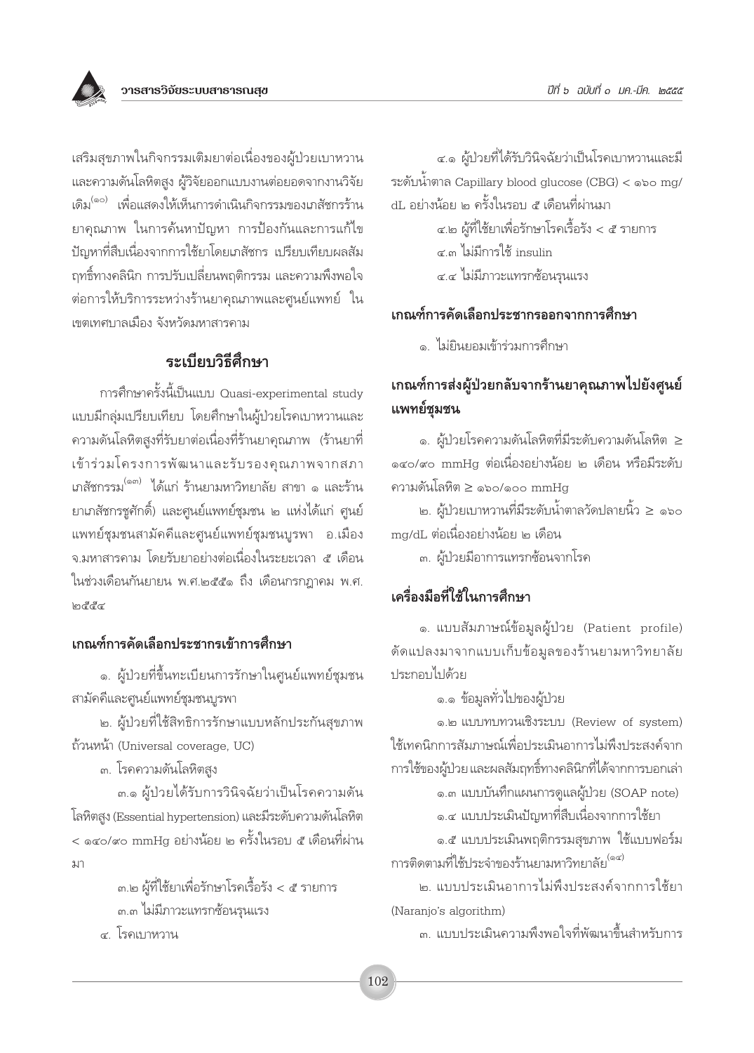เสริมสุขภาพในกิจกรรมเติมยาต่อเนื่องของผู้ป่วยเบาหวานและความดันโลหิตสูง ผู้วิจัยออกแบบงานต่อยอดจากงานวิจัยเดิม[๑๐] เพื่อแสดงให้เห็นการดำเนินกิจกรรมของเภสัชกรร้านยาคุณภาพ ในการค้นหาปัญหา การป้องกันและการแก้ไขปัญหาที่สืบเนื่องจากการใช้ยาโดยเภสัชกร เปรียบเทียบผลสัมฤทธิ์ทางคลินิก การปรับเปลี่ยนพฤติกรรม และความพึงพอใจต่อการให้บริการระหว่างร้านยาคุณภาพและศูนย์แพทย์ ในเขตเทศบาลเมือง จังหวัดมหาสารคาม

## ระเบียบวิธีศึกษา

การศึกษาครั้งนี้เป็นแบบ Quasi-experimental study แบบมีกลุ่มเปรียบเทียบ โดยศึกษาในผู้ป่วยโรคเบาหวานและความดันโลหิตสูงที่รับยาต่อเนื่องที่ร้านยาคุณภาพ (ร้านยาที่เข้าร่วมโครงการพัฒนาและรับรองคุณภาพจากสภาเภสัชกรรม[๑๓] ได้แก่ ร้านยามหาวิทยาลัย สาขา ๑ และร้านยาเภสัชกรชูศักดิ์) และศูนย์แพทย์ชุมชน ๒ แห่งได้แก่ ศูนย์แพทย์ชุมชนสามัคคีและศูนย์แพทย์ชุมชนบูรพา อ.เมือง จ.มหาสารคาม โดยรับยาอย่างต่อเนื่องในระยะเวลา ๕ เดือน ในช่วงเดือนกันยายน พ.ศ.๒๕๕๑ ถึง เดือนกรกฎาคม พ.ศ. ๒๕๕๔

### เกณฑ์การคัดเลือกประชากรเข้าการศึกษา

๑. ผู้ป่วยที่ขึ้นทะเบียนการรักษาในศูนย์แพทย์ชุมชนสามัคคีและศูนย์แพทย์ชุมชนบูรพา

๒. ผู้ป่วยที่ใช้สิทธิการรักษาแบบหลักประกันสุขภาพถ้วนหน้า (Universal coverage, UC)

๓. โรคความดันโลหิตสูง

๓.๑ ผู้ป่วยได้รับการวินิจฉัยว่าเป็นโรคความดันโลหิตสูง (Essential hypertension) และมีระดับความดันโลหิต < ๑๔๐/๙๐ mmHg อย่างน้อย ๒ ครั้งในรอบ ๕ เดือนที่ผ่านมา

๓.๒ ผู้ที่ใช้ยาเพื่อรักษาโรคเรื้อรัง < ๕ รายการ

๓.๓ ไม่มีภาวะแทรกซ้อนรุนแรง

๔. โรคเบาหวาน

๔.๑ ผู้ป่วยที่ได้รับวินิจฉัยว่าเป็นโรคเบาหวานและมีระดับน้ำตาล Capillary blood glucose (CBG) < ๑๖๐ mg/dL อย่างน้อย ๒ ครั้งในรอบ ๕ เดือนที่ผ่านมา

๔.๒ ผู้ที่ใช้ยาเพื่อรักษาโรคเรื้อรัง < ๕ รายการ

๔.๓ ไม่มีการใช้ insulin

๔.๔ ไม่มีภาวะแทรกซ้อนรุนแรง

### เกณฑ์การคัดเลือกประชากรออกจากการศึกษา

๑. ไม่ยินยอมเข้าร่วมการศึกษา

### เกณฑ์การส่งผู้ป่วยกลับจากร้านยาคุณภาพไปยังศูนย์แพทย์ชุมชน

๑. ผู้ป่วยโรคความดันโลหิตที่มีระดับความดันโลหิต ≥ ๑๔๐/๙๐ mmHg ต่อเนื่องอย่างน้อย ๒ เดือน หรือมีระดับความดันโลหิต ≥ ๑๖๐/๑๐๐ mmHg

๒. ผู้ป่วยเบาหวานที่มีระดับน้ำตาลวัดปลายนิ้ว ≥ ๑๖๐ mg/dL ต่อเนื่องอย่างน้อย ๒ เดือน

๓. ผู้ป่วยมีอาการแทรกซ้อนจากโรค

### เครื่องมือที่ใช้ในการศึกษา

๑. แบบสัมภาษณ์ข้อมูลผู้ป่วย (Patient profile) ดัดแปลงมาจากแบบเก็บข้อมูลของร้านยามหาวิทยาลัย ประกอบไปด้วย

๑.๑ ข้อมูลทั่วไปของผู้ป่วย

๑.๒ แบบทบทวนเชิงระบบ (Review of system) ใช้เทคนิกการสัมภาษณ์เพื่อประเมินอาการไม่พึงประสงค์จากการใช้ของผู้ป่วย และผลสัมฤทธิ์ทางคลินิกที่ได้จากการบอกเล่า

๑.๓ แบบบันทึกแผนการดูแลผู้ป่วย (SOAP note)

๑.๔ แบบประเมินปัญหาที่สืบเนื่องจากการใช้ยา

๑.๕ แบบประเมินพฤติกรรมสุขภาพ ใช้แบบฟอร์มการติดตามที่ใช้ประจำของร้านยามหาวิทยาลัย[๑๔]

๒. แบบประเมินอาการไม่พึงประสงค์จากการใช้ยา (Naranjo's algorithm)

๓. แบบประเมินความพึงพอใจที่พัฒนาขึ้นสำหรับการ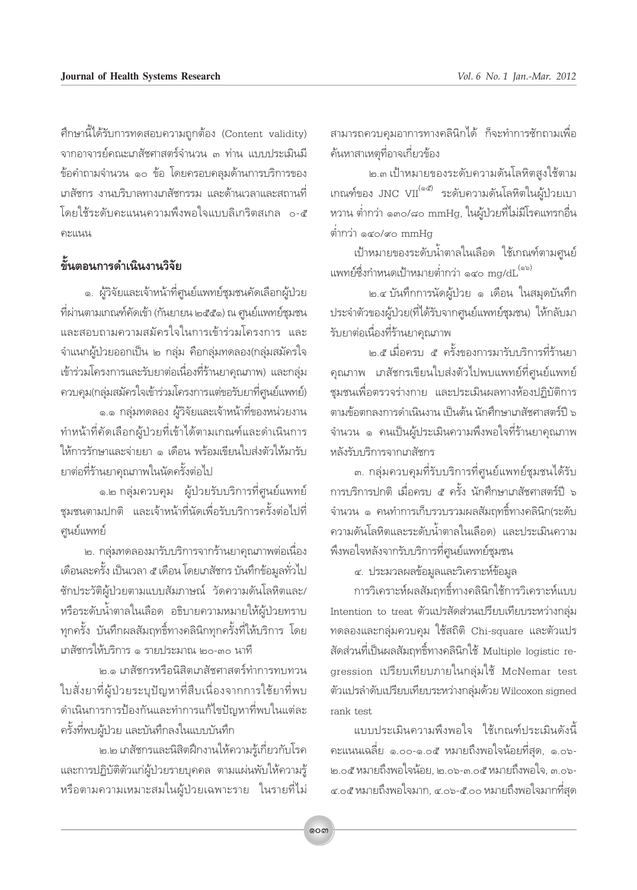ศึกษานี้ได้รับการทดสอบความถูกต้อง (Content validity) จากอาจารย์คณะเภสัชศาสตร์จำนวน ๓ ท่าน แบบประเมินมีข้อคำถามจำนวน ๑๐ ข้อ โดยครอบคลุมด้านการบริการของเภสัชกร งานบริบาลทางเภสัชกรรม และด้านเวลาและสถานที่ โดยใช้ระดับคะแนนความพึงพอใจแบบลิเกิรตสเกล ๐-๕ คะแนน

## ขั้นตอนการดำเนินงานวิจัย

๑. ผู้วิจัยและเจ้าหน้าที่ศูนย์แพทย์ชุมชนคัดเลือกผู้ป่วยที่ผ่านตามเกณฑ์คัดเข้า (กันยายน ๒๕๕๑) ณ ศูนย์แพทย์ชุมชน และสอบถามความสมัครใจในการเข้าร่วมโครงการ และจำแนกผู้ป่วยออกเป็น ๒ กลุ่ม คือกลุ่มทดลอง(กลุ่มสมัครใจเข้าร่วมโครงการและรับยาต่อเนื่องที่ร้านยาคุณภาพ) และกลุ่มควบคุม(กลุ่มสมัครใจเข้าร่วมโครงการแต่ขอรับยาที่ศูนย์แพทย์)

๑.๑ กลุ่มทดลอง ผู้วิจัยและเจ้าหน้าที่ของหน่วยงานทำหน้าที่คัดเลือกผู้ป่วยที่เข้าได้ตามเกณฑ์และดำเนินการให้การรักษาและจ่ายยา ๑ เดือน พร้อมเขียนใบส่งตัวให้มารับยาต่อที่ร้านยาคุณภาพในนัดครั้งต่อไป

๑.๒ กลุ่มควบคุม ผู้ป่วยรับบริการที่ศูนย์แพทย์ชุมชนตามปกติ และเจ้าหน้าที่นัดเพื่อรับบริการครั้งต่อไปที่ศูนย์แพทย์

๒. กลุ่มทดลองมารับบริการจากร้านยาคุณภาพต่อเนื่องเดือนละครั้ง เป็นเวลา ๕ เดือน โดยเภสัชกร บันทึกข้อมูลทั่วไป ซักประวัติผู้ป่วยตามแบบสัมภาษณ์ วัดความดันโลหิตและ/หรือระดับน้ำตาลในเลือด อธิบายความหมายให้ผู้ป่วยทราบทุกครั้ง บันทึกผลสัมฤทธิ์ทางคลินิกทุกครั้งที่ให้บริการ โดยเภสัชกรให้บริการ ๑ รายประมาณ ๒๐-๓๐ นาที

๒.๑ เภสัชกรหรือนิสิตเภสัชศาสตร์ทำการทบทวนใบสั่งยาที่ผู้ป่วยระบุปัญหาที่สืบเนื่องจากการใช้ยาที่พบ ดำเนินการการป้องกันและทำการแก้ไขปัญหาที่พบในแต่ละครั้งที่พบผู้ป่วย และบันทึกลงในแบบบันทึก

๒.๒ เภสัชกรและนิสิตฝึกงานให้ความรู้เกี่ยวกับโรคและการปฏิบัติตัวแก่ผู้ป่วยรายบุคคล ตามแผ่นพับให้ความรู้หรือตามความเหมาะสมในผู้ป่วยเฉพาะราย ในรายที่ไม่สามารถควบคุมอาการทางคลินิกได้ ก็จะทำการซักถามเพื่อค้นหาสาเหตุที่อาจเกี่ยวข้อง

๒.๓ เป้าหมายของระดับความดันโลหิตสูงใช้ตามเกณฑ์ของ JNC VII[๑๕] ระดับความดันโลหิตในผู้ป่วยเบาหวาน ต่ำกว่า ๑๓๐/๘๐ mmHg, ในผู้ป่วยที่ไม่มีโรคแทรกอื่นต่ำกว่า ๑๔๐/๙๐ mmHg

เป้าหมายของระดับน้ำตาลในเลือด ใช้เกณฑ์ตามศูนย์แพทย์ซึ่งกำหนดเป้าหมายต่ำกว่า ๑๔๐ mg/dL[๑๖]

๒.๔ บันทึกการนัดผู้ป่วย ๑ เดือน ในสมุดบันทึกประจำตัวของผู้ป่วย(ที่ได้รับจากศูนย์แพทย์ชุมชน) ให้กลับมารับยาต่อเนื่องที่ร้านยาคุณภาพ

๒.๕ เมื่อครบ ๕ ครั้งของการมารับบริการที่ร้านยาคุณภาพ เภสัชกรเขียนใบส่งตัวไปพบแพทย์ที่ศูนย์แพทย์ชุมชนเพื่อตรวจร่างกาย และประเมินผลทางห้องปฏิบัติการตามข้อตกลงการดำเนินงาน เป็นต้น นักศึกษาเภสัชศาสตร์ปี ๖ จำนวน ๑ คนเป็นผู้ประเมินความพึงพอใจที่ร้านยาคุณภาพหลังรับบริการจากเภสัชกร

๓. กลุ่มควบคุมที่รับบริการที่ศูนย์แพทย์ชุมชนได้รับการบริการปกติ เมื่อครบ ๕ ครั้ง นักศึกษาเภสัชศาสตร์ปี ๖ จำนวน ๑ คนทำการเก็บรวบรวมผลสัมฤทธิ์ทางคลินิก(ระดับความดันโลหิตและระดับน้ำตาลในเลือด) และประเมินความพึงพอใจหลังจากรับบริการที่ศูนย์แพทย์ชุมชน

๔. ประมวลผลข้อมูลและวิเคราะห์ข้อมูล

การวิเคราะห์ผลสัมฤทธิ์ทางคลินิกใช้การวิเคราะห์แบบ Intention to treat ตัวแปรสัดส่วนเปรียบเทียบระหว่างกลุ่มทดลองและกลุ่มควบคุม ใช้สถิติ Chi-square และตัวแปรสัดส่วนที่เป็นผลสัมฤทธิ์ทางคลินิกใช้ Multiple logistic regression เปรียบเทียบภายในกลุ่มใช้ McNemar test ตัวแปรลำดับเปรียบเทียบระหว่างกลุ่มด้วย Wilcoxon signed rank test

แบบประเมินความพึงพอใจ ใช้เกณฑ์ประเมินดังนี้ คะแนนเฉลี่ย ๑.๐๐-๑.๐๕ หมายถึงพอใจน้อยที่สุด, ๑.๐๖-๒.๐๕ หมายถึงพอใจน้อย, ๒.๐๖-๓.๐๕ หมายถึงพอใจ, ๓.๐๖-๔.๐๕ หมายถึงพอใจมาก, ๔.๐๖-๕.๐๐ หมายถึงพอใจมากที่สุด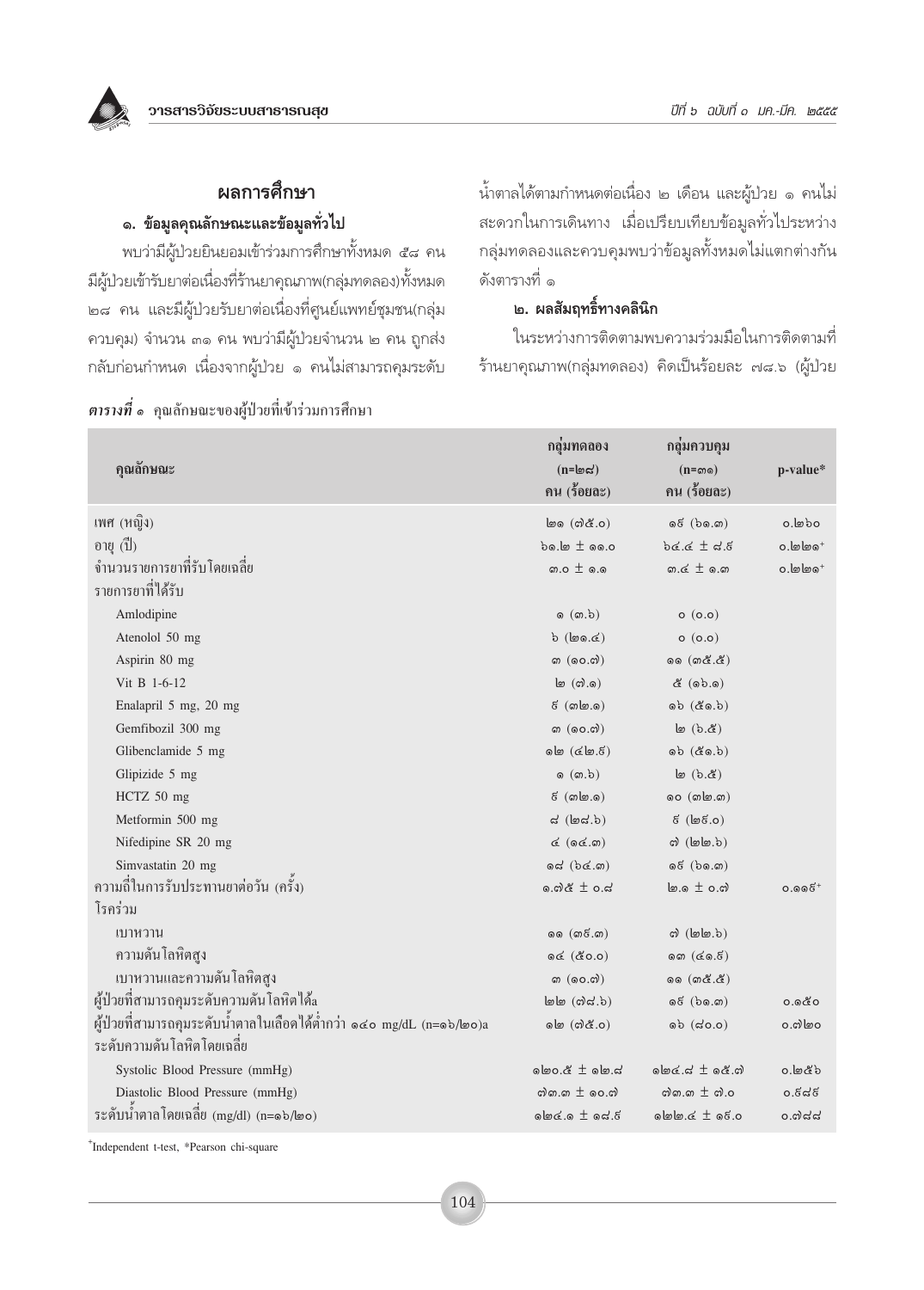## ผลการศึกษา

### ๑. ข้อมูลคุณลักษณะและข้อมูลทั่วไป

พบว่ามีผู้ป่วยยินยอมเข้าร่วมการศึกษาทั้งหมด ๕๘ คน มีผู้ป่วยเข้ารับยาต่อเนื่องที่ร้านยาคุณภาพ(กลุ่มทดลอง)ทั้งหมด ๒๘ คน และมีผู้ป่วยรับยาต่อเนื่องที่ศูนย์แพทย์ชุมชน(กลุ่มควบคุม) จำนวน ๓๑ คน พบว่ามีผู้ป่วยจำนวน ๒ คน ถูกส่งกลับก่อนกำหนด เนื่องจากผู้ป่วย ๑ คนไม่สามารถคุมระดับน้ำตาลได้ตามกำหนดต่อเนื่อง ๒ เดือน และผู้ป่วย ๑ คนไม่สะดวกในการเดินทาง เมื่อเปรียบเทียบข้อมูลทั่วไประหว่างกลุ่มทดลองและควบคุมพบว่าข้อมูลทั้งหมดไม่แตกต่างกัน ดังตารางที่ ๑

### ๒. ผลสัมฤทธิ์ทางคลินิก

ในระหว่างการติดตามพบความร่วมมือในการติดตามที่ร้านยาคุณภาพ(กลุ่มทดลอง) คิดเป็นร้อยละ ๗๘.๖ (ผู้ป่วย

***ตารางที่ ๑*** คุณลักษณะของผู้ป่วยที่เข้าร่วมการศึกษา

| คุณลักษณะ | กลุ่มทดลอง (n=๒๘) คน (ร้อยละ) | กลุ่มควบคุม (n=๓๑) คน (ร้อยละ) | p-value* |
|---|---|---|---|
| เพศ (หญิง) | ๒๑ (๗๕.๐) | ๑๙ (๖๑.๓) | ๐.๒๖๐ |
| อายุ (ปี) | ๖๑.๒ ± ๑๑.๐ | ๖๔.๔ ± ๘.๙ | ๐.๒๒๑[+] |
| จำนวนรายการยาที่รับโดยเฉลี่ย | ๓.๐ ± ๑.๑ | ๓.๔ ± ๑.๓ | ๐.๒๒๑[+] |
| รายการยาที่ได้รับ | | | |
| Amlodipine | ๑ (๓.๖) | ๐ (๐.๐) | |
| Atenolol 50 mg | ๖ (๒๑.๔) | ๐ (๐.๐) | |
| Aspirin 80 mg | ๓ (๑๐.๗) | ๑๑ (๓๕.๕) | |
| Vit B 1-6-12 | ๒ (๗.๑) | ๕ (๑๖.๑) | |
| Enalapril 5 mg, 20 mg | ๙ (๓๒.๑) | ๑๖ (๕๑.๖) | |
| Gemfibozil 300 mg | ๓ (๑๐.๗) | ๒ (๖.๕) | |
| Glibenclamide 5 mg | ๑๒ (๔๒.๙) | ๑๖ (๕๑.๖) | |
| Glipizide 5 mg | ๑ (๓.๖) | ๒ (๖.๕) | |
| HCTZ 50 mg | ๙ (๓๒.๑) | ๑๐ (๓๒.๓) | |
| Metformin 500 mg | ๘ (๒๘.๖) | ๙ (๒๙.๐) | |
| Nifedipine SR 20 mg | ๔ (๑๔.๓) | ๗ (๒๒.๖) | |
| Simvastatin 20 mg | ๑๘ (๖๔.๓) | ๑๙ (๖๑.๓) | |
| ความถี่ในการรับประทานยาต่อวัน (ครั้ง) | ๑.๗๕ ± ๐.๘ | ๒.๑ ± ๐.๗ | ๐.๑๑๙[+] |
| โรคร่วม | | | |
| เบาหวาน | ๑๑ (๓๙.๓) | ๗ (๒๒.๖) | |
| ความดันโลหิตสูง | ๑๔ (๕๐.๐) | ๑๓ (๔๑.๙) | |
| เบาหวานและความดันโลหิตสูง | ๓ (๑๐.๗) | ๑๑ (๓๕.๕) | |
| ผู้ป่วยที่สามารถคุมระดับความดันโลหิตได้a | ๒๒ (๗๘.๖) | ๑๙ (๖๑.๓) | ๐.๑๕๐ |
| ผู้ป่วยที่สามารถคุมระดับน้ำตาลในเลือดได้ต่ำกว่า ๑๔๐ mg/dL (n=๑๖/๒๐)a | ๑๒ (๗๕.๐) | ๑๖ (๘๐.๐) | ๐.๗๒๐ |
| ระดับความดันโลหิตโดยเฉลี่ย | | | |
| Systolic Blood Pressure (mmHg) | ๑๒๐.๕ ± ๑๒.๘ | ๑๒๔.๘ ± ๑๕.๗ | ๐.๒๕๖ |
| Diastolic Blood Pressure (mmHg) | ๗๓.๓ ± ๑๐.๗ | ๗๓.๓ ± ๗.๐ | ๐.๙๘๙ |
| ระดับน้ำตาลโดยเฉลี่ย (mg/dl) (n=๑๖/๒๐) | ๑๒๔.๑ ± ๑๘.๙ | ๑๒๒.๔ ± ๑๙.๐ | ๐.๗๘๘ |

[+]Independent t-test, *Pearson chi-square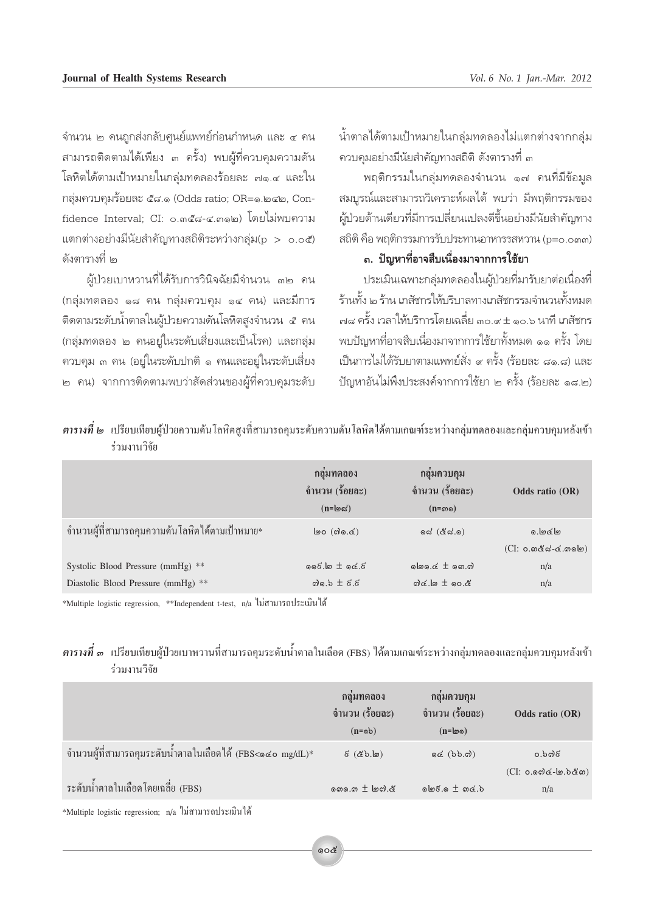จำนวน ๒ คนถูกส่งกลับศูนย์แพทย์ก่อนกำหนด และ ๔ คน สามารถติดตามได้เพียง ๓ ครั้ง) พบผู้ที่ควบคุมความดันโลหิตได้ตามเป้าหมายในกลุ่มทดลองร้อยละ ๗๑.๔ และในกลุ่มควบคุมร้อยละ ๕๘.๑ (Odds ratio; OR=๑.๒๔๒, Confidence Interval; CI: ๐.๓๕๘-๔.๓๑๒) โดยไม่พบความแตกต่างอย่างมีนัยสำคัญทางสถิติระหว่างกลุ่ม(p > ๐.๐๕) ดังตารางที่ ๒

ผู้ป่วยเบาหวานที่ได้รับการวินิจฉัยมีจำนวน ๓๒ คน (กลุ่มทดลอง ๑๘ คน กลุ่มควบคุม ๑๔ คน) และมีการติดตามระดับน้ำตาลในผู้ป่วยความดันโลหิตสูงจำนวน ๕ คน (กลุ่มทดลอง ๒ คนอยู่ในระดับเสี่ยงและเป็นโรค) และกลุ่มควบคุม ๓ คน (อยู่ในระดับปกติ ๑ คนและอยู่ในระดับเสี่ยง ๒ คน) จากการติดตามพบว่าสัดส่วนของผู้ที่ควบคุมระดับน้ำตาลได้ตามเป้าหมายในกลุ่มทดลองไม่แตกต่างจากกลุ่มควบคุมอย่างมีนัยสำคัญทางสถิติ ดังตารางที่ ๓

พฤติกรรมในกลุ่มทดลองจำนวน ๑๗ คนที่มีข้อมูลสมบูรณ์และสามารถวิเคราะห์ผลได้ พบว่า มีพฤติกรรมของผู้ป่วยด้านเดียวที่มีการเปลี่ยนแปลงดีขึ้นอย่างมีนัยสำคัญทางสถิติ คือ พฤติกรรมการรับประทานอาหารรสหวาน (p=๐.๐๓๓)

### ๓. ปัญหาที่อาจสืบเนื่องมาจากการใช้ยา

ประเมินเฉพาะกลุ่มทดลองในผู้ป่วยที่มารับยาต่อเนื่องที่ร้านทั้ง ๒ ร้าน เภสัชกรให้บริบาลทางเภสัชกรรมจำนวนทั้งหมด ๗๘ ครั้ง เวลาให้บริการโดยเฉลี่ย ๓๐.๙ ± ๑๐.๖ นาที เภสัชกรพบปัญหาที่อาจสืบเนื่องมาจากการใช้ยาทั้งหมด ๑๑ ครั้ง โดยเป็นการไม่ได้รับยาตามแพทย์สั่ง ๙ ครั้ง (ร้อยละ ๘๑.๘) และปัญหาอันไม่พึงประสงค์จากการใช้ยา ๒ ครั้ง (ร้อยละ ๑๘.๒)

***ตารางที่ ๒*** เปรียบเทียบผู้ป่วยความดันโลหิตสูงที่สามารถคุมระดับความดันโลหิตได้ตามเกณฑ์ระหว่างกลุ่มทดลองและกลุ่มควบคุมหลังเข้าร่วมงานวิจัย

| | กลุ่มทดลอง จำนวน (ร้อยละ) (n=๒๘) | กลุ่มควบคุม จำนวน (ร้อยละ) (n=๓๑) | Odds ratio (OR) |
|---|---|---|---|
| จำนวนผู้ที่สามารถคุมความดันโลหิตได้ตามเป้าหมาย* | ๒๐ (๗๑.๔) | ๑๘ (๕๘.๑) | ๑.๒๔๒ (CI: ๐.๓๕๘-๔.๓๑๒) |
| Systolic Blood Pressure (mmHg) ** | ๑๑๙.๒ ± ๑๔.๙ | ๑๒๑.๔ ± ๑๓.๗ | n/a |
| Diastolic Blood Pressure (mmHg) ** | ๗๑.๖ ± ๙.๙ | ๗๔.๒ ± ๑๐.๕ | n/a |

*Multiple logistic regression, **Independent t-test, n/a ไม่สามารถประเมินได้

***ตารางที่ ๓*** เปรียบเทียบผู้ป่วยเบาหวานที่สามารถคุมระดับน้ำตาลในเลือด (FBS) ได้ตามเกณฑ์ระหว่างกลุ่มทดลองและกลุ่มควบคุมหลังเข้าร่วมงานวิจัย

| | กลุ่มทดลอง จำนวน (ร้อยละ) (n=๑๖) | กลุ่มควบคุม จำนวน (ร้อยละ) (n=๒๑) | Odds ratio (OR) |
|---|---|---|---|
| จำนวนผู้ที่สามารถคุมระดับน้ำตาลในเลือดได้ (FBS<๑๔๐ mg/dL)* | ๙ (๕๖.๒) | ๑๔ (๖๖.๗) | ๐.๖๗๙ (CI: ๐.๑๗๔-๒.๖๕๓) |
| ระดับน้ำตาลในเลือดโดยเฉลี่ย (FBS) | ๑๓๑.๓ ± ๒๗.๕ | ๑๒๙.๑ ± ๓๔.๖ | n/a |

*Multiple logistic regression; n/a ไม่สามารถประเมินได้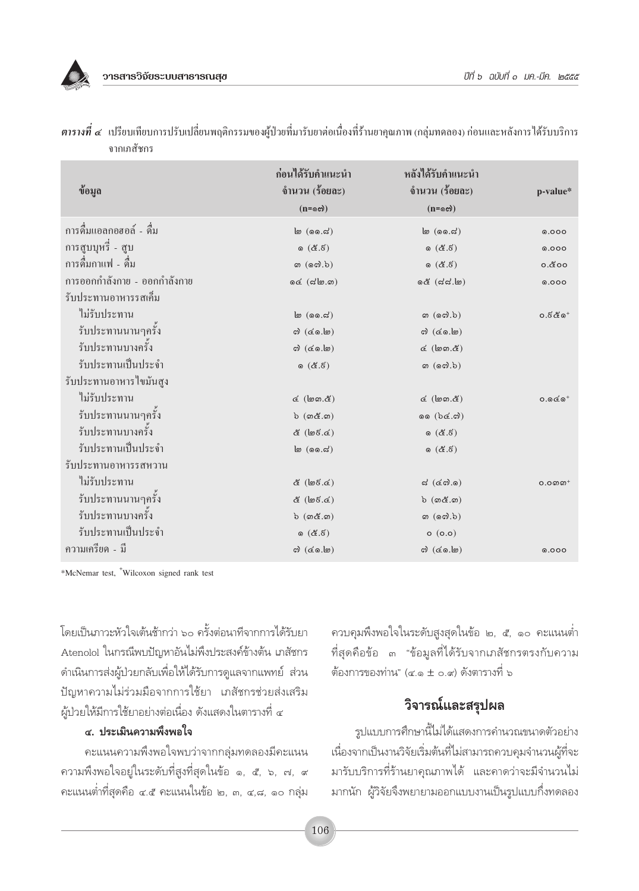***ตารางที่ ๔*** เปรียบเทียบการปรับเปลี่ยนพฤติกรรมของผู้ป่วยที่มารับยาต่อเนื่องที่ร้านยาคุณภาพ (กลุ่มทดลอง) ก่อนและหลังการได้รับบริการจากเภสัชกร

| ข้อมูล | ก่อนได้รับคำแนะนำ จำนวน (ร้อยละ) (n=๑๗) | หลังได้รับคำแนะนำ จำนวน (ร้อยละ) (n=๑๗) | p-value* |
|---|---|---|---|
| การดื่มแอลกอฮอล์ - ดื่ม | ๒ (๑๑.๘) | ๒ (๑๑.๘) | ๑.๐๐๐ |
| การสูบบุหรี่ - สูบ | ๑ (๕.๙) | ๑ (๕.๙) | ๑.๐๐๐ |
| การดื่มกาแฟ - ดื่ม | ๓ (๑๗.๖) | ๑ (๕.๙) | ๐.๕๐๐ |
| การออกกำลังกาย - ออกกำลังกาย | ๑๔ (๘๒.๓) | ๑๕ (๘๘.๒) | ๑.๐๐๐ |
| รับประทานอาหารรสเค็ม | | | |
| ไม่รับประทาน | ๒ (๑๑.๘) | ๓ (๑๗.๖) | ๐.๖๕๑+ |
| รับประทานนานๆครั้ง | ๗ (๔๑.๒) | ๗ (๔๑.๒) | |
| รับประทานบางครั้ง | ๗ (๔๑.๒) | ๔ (๒๓.๕) | |
| รับประทานเป็นประจำ | ๑ (๕.๙) | ๓ (๑๗.๖) | |
| รับประทานอาหารไขมันสูง | | | |
| ไม่รับประทาน | ๔ (๒๓.๕) | ๔ (๒๓.๕) | ๐.๑๔๑+ |
| รับประทานนานๆครั้ง | ๖ (๓๕.๓) | ๑๑ (๖๔.๗) | |
| รับประทานบางครั้ง | ๕ (๒๙.๔) | ๑ (๕.๙) | |
| รับประทานเป็นประจำ | ๒ (๑๑.๘) | ๑ (๕.๙) | |
| รับประทานอาหารรสหวาน | | | |
| ไม่รับประทาน | ๕ (๒๙.๔) | ๘ (๔๗.๑) | ๐.๐๓๓+ |
| รับประทานนานๆครั้ง | ๕ (๒๙.๔) | ๖ (๓๕.๓) | |
| รับประทานบางครั้ง | ๖ (๓๕.๓) | ๓ (๑๗.๖) | |
| รับประทานเป็นประจำ | ๑ (๕.๙) | ๐ (๐.๐) | |
| ความเครียด - มี | ๗ (๔๑.๒) | ๗ (๔๑.๒) | ๑.๐๐๐ |

*McNemar test, +Wilcoxon signed rank test

โดยเป็นภาวะหัวใจเต้นช้ากว่า ๖๐ ครั้งต่อนาทีจากการได้รับยา Atenolol ในกรณีพบปัญหาอันไม่พึงประสงค์ข้างต้น เภสัชกรดำเนินการส่งผู้ป่วยกลับเพื่อให้ได้รับการดูแลจากแพทย์ ส่วนปัญหาความไม่ร่วมมือจากการใช้ยา เภสัชกรช่วยส่งเสริมผู้ป่วยให้มีการใช้ยาอย่างต่อเนื่อง ดังแสดงในตารางที่ ๔

#### ๔. ประเมินความพึงพอใจ

คะแนนความพึงพอใจพบว่าจากกลุ่มทดลองมีคะแนนความพึงพอใจอยู่ในระดับที่สูงที่สุดในข้อ ๑, ๕, ๖, ๗, ๙ คะแนนต่ำที่สุดคือ ๔.๕ คะแนนในข้อ ๒, ๓, ๔,๘, ๑๐ กลุ่มควบคุมพึงพอใจในระดับสูงสุดในข้อ ๒, ๕, ๑๐ คะแนนต่ำที่สุดคือข้อ ๓ "ข้อมูลที่ได้รับจากเภสัชกรตรงกับความต้องการของท่าน" (๔.๑ ± ๐.๙) ดังตารางที่ ๖

## วิจารณ์และสรุปผล

รูปแบบการศึกษานี้ไม่ได้แสดงการคำนวณขนาดตัวอย่าง เนื่องจากเป็นงานวิจัยเริ่มต้นที่ไม่สามารถควบคุมจำนวนผู้ที่จะมารับบริการที่ร้านยาคุณภาพได้ และคาดว่าจะมีจำนวนไม่มากนัก ผู้วิจัยจึงพยายามออกแบบงานเป็นรูปแบบกึ่งทดลอง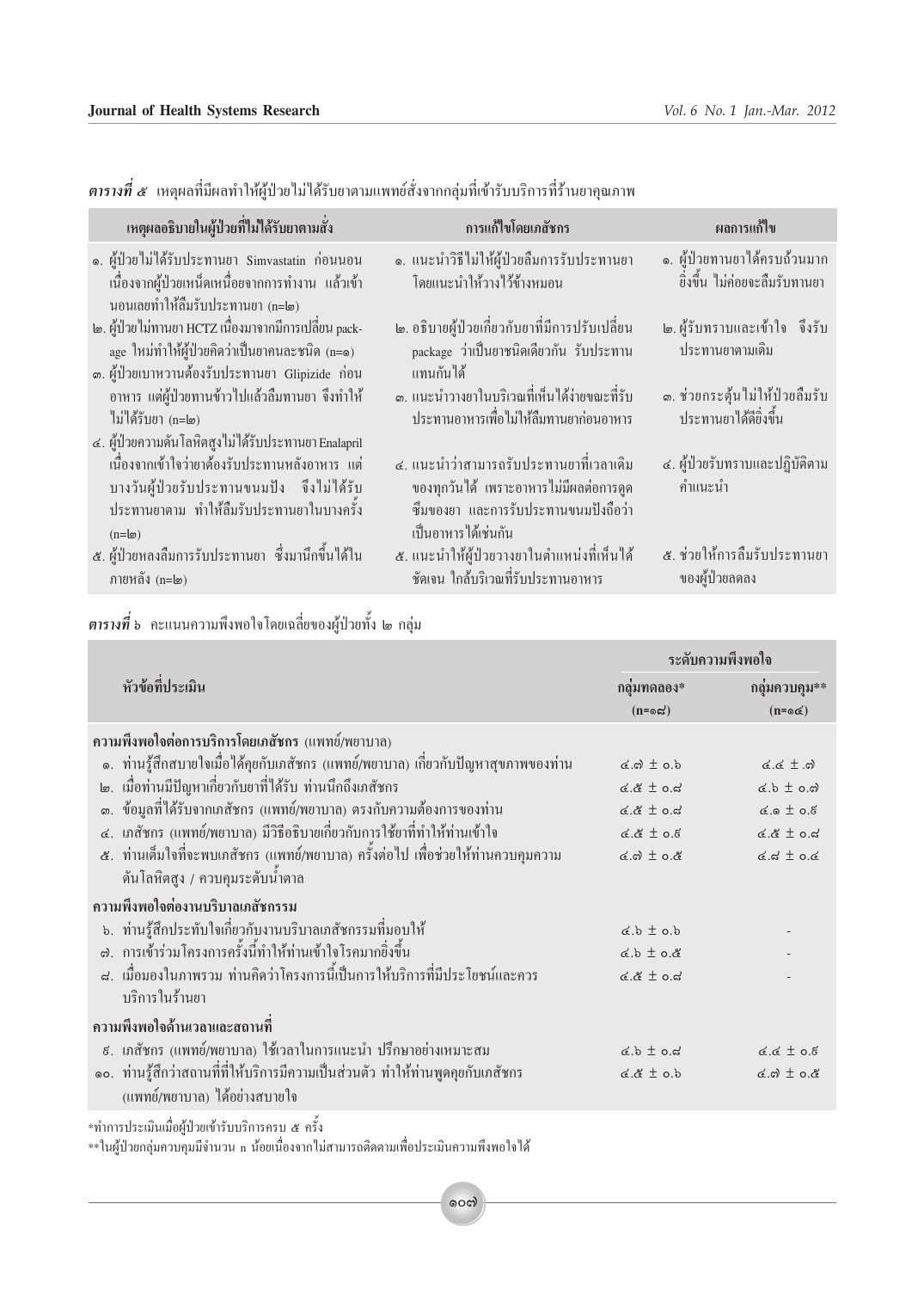***ตารางที่ ๕*** เหตุผลที่มีผลทำให้ผู้ป่วยไม่ได้รับยาตามแพทย์สั่งจากกลุ่มที่เข้ารับบริการที่ร้านยาคุณภาพ

| เหตุผลอธิบายในผู้ป่วยที่ไม่ได้รับยาตามสั่ง | การแก้ไขโดยเภสัชกร | ผลการแก้ไข |
| --- | --- | --- |
| ๑. ผู้ป่วยไม่ได้รับประทานยา Simvastatin ก่อนนอน เนื่องจากผู้ป่วยเหน็ดเหนื่อยจากการทำงาน แล้วเข้านอนเลยทำให้ลืมรับประทานยา (n=๒) | ๑. แนะนำวิธีไม่ให้ผู้ป่วยลืมการรับประทานยา โดยแนะนำให้วางไว้ข้างหมอน | ๑. ผู้ป่วยทานยาได้ครบถ้วนมากยิ่งขึ้น ไม่ค่อยจะลืมรับทานยา |
| ๒. ผู้ป่วยไม่ทานยา HCTZ เนื่องมาจากมีการเปลี่ยน package ใหม่ทำให้ผู้ป่วยคิดว่าเป็นยาคนละชนิด (n=๑) | ๒. อธิบายผู้ป่วยเกี่ยวกับยาที่มีการปรับเปลี่ยน package ว่าเป็นยาชนิดเดียวกัน รับประทานแทนกันได้ | ๒. ผู้รับทราบและเข้าใจ จึงรับประทานยาตามเดิม |
| ๓. ผู้ป่วยเบาหวานต้องรับประทานยา Glipizide ก่อนอาหาร แต่ผู้ป่วยทานข้าวไปแล้วลืมทานยา จึงทำให้ไม่ได้รับยา (n=๒) | ๓. แนะนำวางยาในบริเวณที่เห็นได้ง่ายขณะที่รับประทานอาหารเพื่อไม่ให้ลืมทานยาก่อนอาหาร | ๓. ช่วยกระตุ้นไม่ให้ป่วยลืมรับประทานยาได้ดียิ่งขึ้น |
| ๔. ผู้ป่วยความดันโลหิตสูงไม่ได้รับประทานยา Enalapril เนื่องจากเข้าใจว่ายาต้องรับประทานหลังอาหาร แต่บางวันผู้ป่วยรับประทานขนมปัง จึงไม่ได้รับประทานยาตาม ทำให้ลืมรับประทานยาในบางครั้ง (n=๒) | ๔. แนะนำว่าสามารถรับประทานยาที่เวลาเดิมของทุกวันได้ เพราะอาหารไม่มีผลต่อการดูดซึมของยา และการรับประทานขนมปังถือว่าเป็นอาหารได้เช่นกัน | ๔. ผู้ป่วยรับทราบและปฏิบัติตามคำแนะนำ |
| ๕. ผู้ป่วยหลงลืมการรับประทานยา ซึ่งมานึกขึ้นได้ในภายหลัง (n=๒) | ๕. แนะนำให้ผู้ป่วยวางยาในตำแหน่งที่เห็นได้ชัดเจน ใกล้บริเวณที่รับประทานอาหาร | ๕. ช่วยให้การลืมรับประทานยาของผู้ป่วยลดลง |

***ตารางที่*** ๖ คะแนนความพึงพอใจโดยเฉลี่ยของผู้ป่วยทั้ง ๒ กลุ่ม

| หัวข้อที่ประเมิน | ระดับความพึงพอใจ | |
| --- | --- | --- |
| | กลุ่มทดลอง* (n=๑๘) | กลุ่มควบคุม** (n=๑๔) |
| **ความพึงพอใจต่อการบริการโดยเภสัชกร** (แพทย์/พยาบาล) | | |
| ๑. ท่านรู้สึกสบายใจเมื่อได้คุยกับเภสัชกร (แพทย์/พยาบาล) เกี่ยวกับปัญหาสุขภาพของท่าน | ๔.๗ ± ๐.๖ | ๔.๔ ± .๗ |
| ๒. เมื่อท่านมีปัญหาเกี่ยวกับยาที่ได้รับ ท่านนึกถึงเภสัชกร | ๔.๕ ± ๐.๘ | ๔.๖ ± ๐.๗ |
| ๓. ข้อมูลที่ได้รับจากเภสัชกร (แพทย์/พยาบาล) ตรงกับความต้องการของท่าน | ๔.๕ ± ๐.๘ | ๔.๑ ± ๐.๙ |
| ๔. เภสัชกร (แพทย์/พยาบาล) มีวิธีอธิบายเกี่ยวกับการใช้ยาที่ทำให้ท่านเข้าใจ | ๔.๕ ± ๐.๙ | ๔.๕ ± ๐.๘ |
| ๕. ท่านเต็มใจที่จะพบเภสัชกร (แพทย์/พยาบาล) ครั้งต่อไป เพื่อช่วยให้ท่านควบคุมความดันโลหิตสูง / ควบคุมระดับน้ำตาล | ๔.๗ ± ๐.๕ | ๔.๘ ± ๐.๔ |
| **ความพึงพอใจต่องานบริบาลเภสัชกรรม** | | |
| ๖. ท่านรู้สึกประทับใจเกี่ยวกับงานบริบาลเภสัชกรรมที่มอบให้ | ๔.๖ ± ๐.๖ | - |
| ๗. การเข้าร่วมโครงการครั้งนี้ทำให้ท่านเข้าใจโรคมากยิ่งขึ้น | ๔.๖ ± ๐.๕ | - |
| ๘. เมื่อมองในภาพรวม ท่านคิดว่าโครงการนี้เป็นการให้บริการที่มีประโยชน์และควรบริการในร้านยา | ๔.๕ ± ๐.๘ | - |
| **ความพึงพอใจด้านเวลาและสถานที่** | | |
| ๙. เภสัชกร (แพทย์/พยาบาล) ใช้เวลาในการแนะนำ ปรึกษาอย่างเหมาะสม | ๔.๖ ± ๐.๘ | ๔.๔ ± ๐.๙ |
| ๑๐. ท่านรู้สึกว่าสถานที่ที่ให้บริการมีความเป็นส่วนตัว ทำให้ท่านพูดคุยกับเภสัชกร (แพทย์/พยาบาล) ได้อย่างสบายใจ | ๔.๕ ± ๐.๖ | ๔.๗ ± ๐.๕ |

*ทำการประเมินเมื่อผู้ป่วยเข้ารับบริการครบ ๕ ครั้ง

**ในผู้ป่วยกลุ่มควบคุมมีจำนวน n น้อยเนื่องจากไม่สามารถติดตามเพื่อประเมินความพึงพอใจได้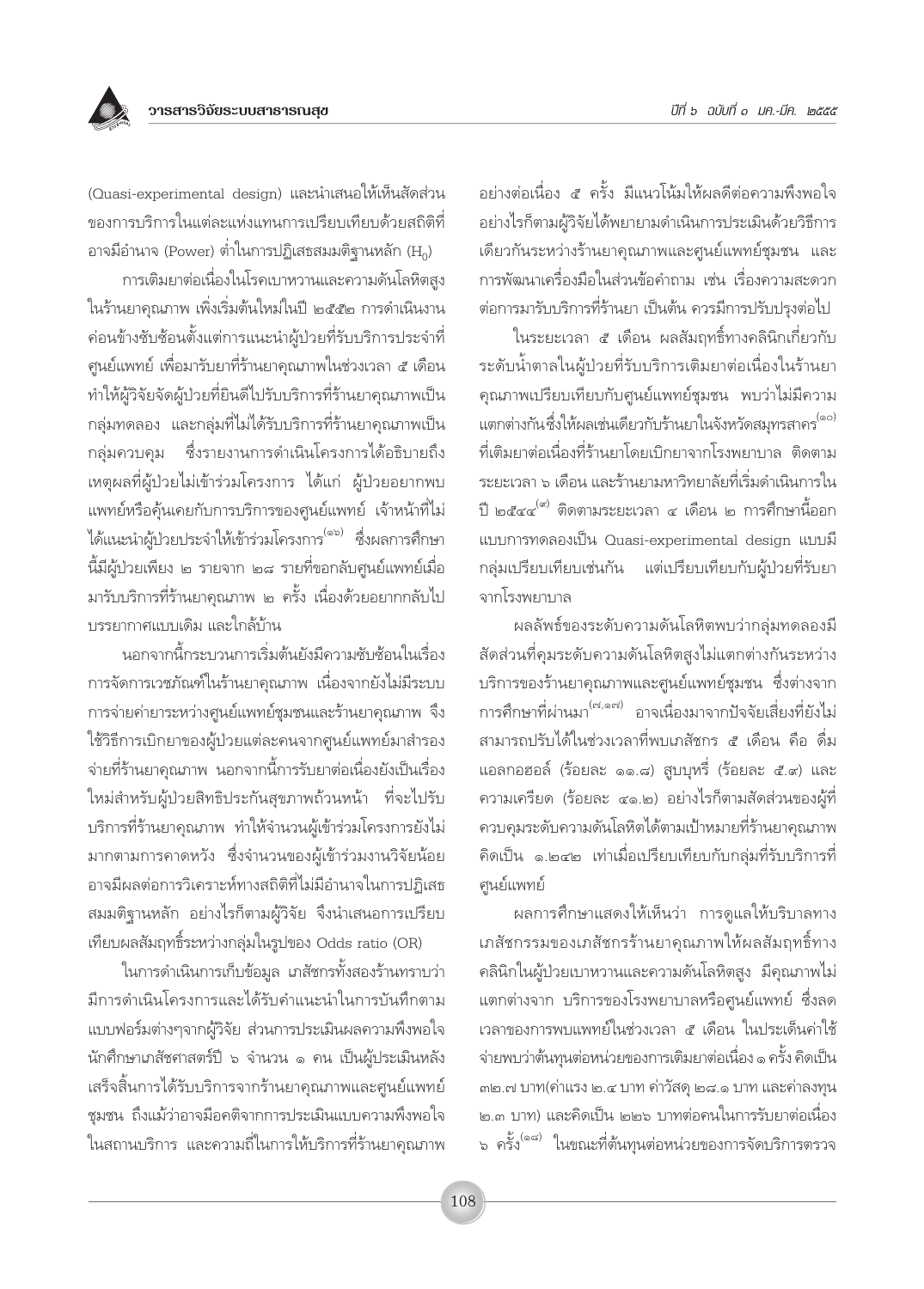(Quasi-experimental design) และนำเสนอให้เห็นสัดส่วนของการบริการในแต่ละแห่งแทนการเปรียบเทียบด้วยสถิติที่อาจมีอำนาจ (Power) ต่ำในการปฏิเสธสมมติฐานหลัก ($H_0$)

การเติมยาต่อเนื่องในโรคเบาหวานและความดันโลหิตสูงในร้านยาคุณภาพ เพิ่งเริ่มต้นใหม่ในปี ๒๕๕๒ การดำเนินงานค่อนข้างซับซ้อนตั้งแต่การแนะนำผู้ป่วยที่รับบริการประจำที่ศูนย์แพทย์ เพื่อมารับยาที่ร้านยาคุณภาพในช่วงเวลา ๕ เดือน ทำให้ผู้วิจัยจัดผู้ป่วยที่ยินดีไปรับบริการที่ร้านยาคุณภาพเป็นกลุ่มทดลอง และกลุ่มที่ไม่ได้รับบริการที่ร้านยาคุณภาพเป็นกลุ่มควบคุม ซึ่งรายงานการดำเนินโครงการได้อธิบายถึงเหตุผลที่ผู้ป่วยไม่เข้าร่วมโครงการ ได้แก่ ผู้ป่วยอยากพบแพทย์หรือคุ้นเคยกับการบริการของศูนย์แพทย์ เจ้าหน้าที่ไม่ได้แนะนำผู้ป่วยประจำให้เข้าร่วมโครงการ[๑๖] ซึ่งผลการศึกษานี้มีผู้ป่วยเพียง ๒ รายจาก ๒๘ รายที่ขอกลับศูนย์แพทย์เมื่อมารับบริการที่ร้านยาคุณภาพ ๒ ครั้ง เนื่องด้วยอยากกลับไปบรรยากาศแบบเดิม และใกล้บ้าน

นอกจากนี้กระบวนการเริ่มต้นยังมีความซับซ้อนในเรื่องการจัดการเวชภัณฑ์ในร้านยาคุณภาพ เนื่องจากยังไม่มีระบบการจ่ายค่ายาระหว่างศูนย์แพทย์ชุมชนและร้านยาคุณภาพ จึงใช้วิธีการเบิกยาของผู้ป่วยแต่ละคนจากศูนย์แพทย์มาสำรองจ่ายที่ร้านยาคุณภาพ นอกจากนี้การรับยาต่อเนื่องยังเป็นเรื่องใหม่สำหรับผู้ป่วยสิทธิประกันสุขภาพถ้วนหน้า ที่จะไปรับบริการที่ร้านยาคุณภาพ ทำให้จำนวนผู้เข้าร่วมโครงการยังไม่มากตามการคาดหวัง ซึ่งจำนวนของผู้เข้าร่วมงานวิจัยน้อยอาจมีผลต่อการวิเคราะห์ทางสถิติที่ไม่มีอำนาจในการปฏิเสธสมมติฐานหลัก อย่างไรก็ตามผู้วิจัย จึงนำเสนอการเปรียบเทียบผลสัมฤทธิ์ระหว่างกลุ่มในรูปของ Odds ratio (OR)

ในการดำเนินการเก็บข้อมูล เภสัชกรทั้งสองร้านทราบว่ามีการดำเนินโครงการและได้รับคำแนะนำในการบันทึกตามแบบฟอร์มต่างๆจากผู้วิจัย ส่วนการประเมินผลความพึงพอใจ นักศึกษาเภสัชศาสตร์ปี ๖ จำนวน ๑ คน เป็นผู้ประเมินหลังเสร็จสิ้นการได้รับบริการจากร้านยาคุณภาพและศูนย์แพทย์ชุมชน ถึงแม้ว่าอาจมีอคติจากการประเมินแบบความพึงพอใจในสถานบริการ และความถี่ในการให้บริการที่ร้านยาคุณภาพอย่างต่อเนื่อง ๕ ครั้ง มีแนวโน้มให้ผลดีต่อความพึงพอใจ อย่างไรก็ตามผู้วิจัยได้พยายามดำเนินการประเมินด้วยวิธีการเดียวกันระหว่างร้านยาคุณภาพและศูนย์แพทย์ชุมชน และการพัฒนาเครื่องมือในส่วนข้อคำถาม เช่น เรื่องความสะดวกต่อการมารับบริการที่ร้านยา เป็นต้น ควรมีการปรับปรุงต่อไป

ในระยะเวลา ๕ เดือน ผลสัมฤทธิ์ทางคลินิกเกี่ยวกับระดับน้ำตาลในผู้ป่วยที่รับบริการเติมยาต่อเนื่องในร้านยาคุณภาพเปรียบเทียบกับศูนย์แพทย์ชุมชน พบว่าไม่มีความแตกต่างกันซึ่งให้ผลเช่นเดียวกับร้านยาในจังหวัดสมุทรสาคร[๑๐] ที่เติมยาต่อเนื่องที่ร้านยาโดยเบิกยาจากโรงพยาบาล ติดตามระยะเวลา ๖ เดือน และร้านยามหาวิทยาลัยที่เริ่มดำเนินการในปี ๒๕๔๔[๙] ติดตามระยะเวลา ๔ เดือน ๒ การศึกษานี้ออกแบบการทดลองเป็น Quasi-experimental design แบบมีกลุ่มเปรียบเทียบเช่นกัน แต่เปรียบเทียบกับผู้ป่วยที่รับยาจากโรงพยาบาล

ผลลัพธ์ของระดับความดันโลหิตพบว่ากลุ่มทดลองมีสัดส่วนที่คุมระดับความดันโลหิตสูงไม่แตกต่างกันระหว่างบริการของร้านยาคุณภาพและศูนย์แพทย์ชุมชน ซึ่งต่างจากการศึกษาที่ผ่านมา[๗,๑๗] อาจเนื่องมาจากปัจจัยเสี่ยงที่ยังไม่สามารถปรับได้ในช่วงเวลาที่พบเภสัชกร ๕ เดือน คือ ดื่มแอลกอฮอล์ (ร้อยละ ๑๑.๘) สูบบุหรี่ (ร้อยละ ๕.๙) และความเครียด (ร้อยละ ๔๑.๒) อย่างไรก็ตามสัดส่วนของผู้ที่ควบคุมระดับความดันโลหิตได้ตามเป้าหมายที่ร้านยาคุณภาพคิดเป็น ๑.๒๔๒ เท่าเมื่อเปรียบเทียบกับกลุ่มที่รับบริการที่ศูนย์แพทย์

ผลการศึกษาแสดงให้เห็นว่า การดูแลให้บริบาลทางเภสัชกรรมของเภสัชกรร้านยาคุณภาพให้ผลสัมฤทธิ์ทางคลินิกในผู้ป่วยเบาหวานและความดันโลหิตสูง มีคุณภาพไม่แตกต่างจาก บริการของโรงพยาบาลหรือศูนย์แพทย์ ซึ่งลดเวลาของการพบแพทย์ในช่วงเวลา ๕ เดือน ในประเด็นค่าใช้จ่ายพบว่าต้นทุนต่อหน่วยของการเติมยาต่อเนื่อง ๑ ครั้ง คิดเป็น ๓๒.๗ บาท(ค่าแรง ๒.๔ บาท ค่าวัสดุ ๒๘.๑ บาท และค่าลงทุน ๒.๓ บาท) และคิดเป็น ๒๒๖ บาทต่อคนในการรับยาต่อเนื่อง ๖ ครั้ง[๑๘] ในขณะที่ต้นทุนต่อหน่วยของการจัดบริการตรวจ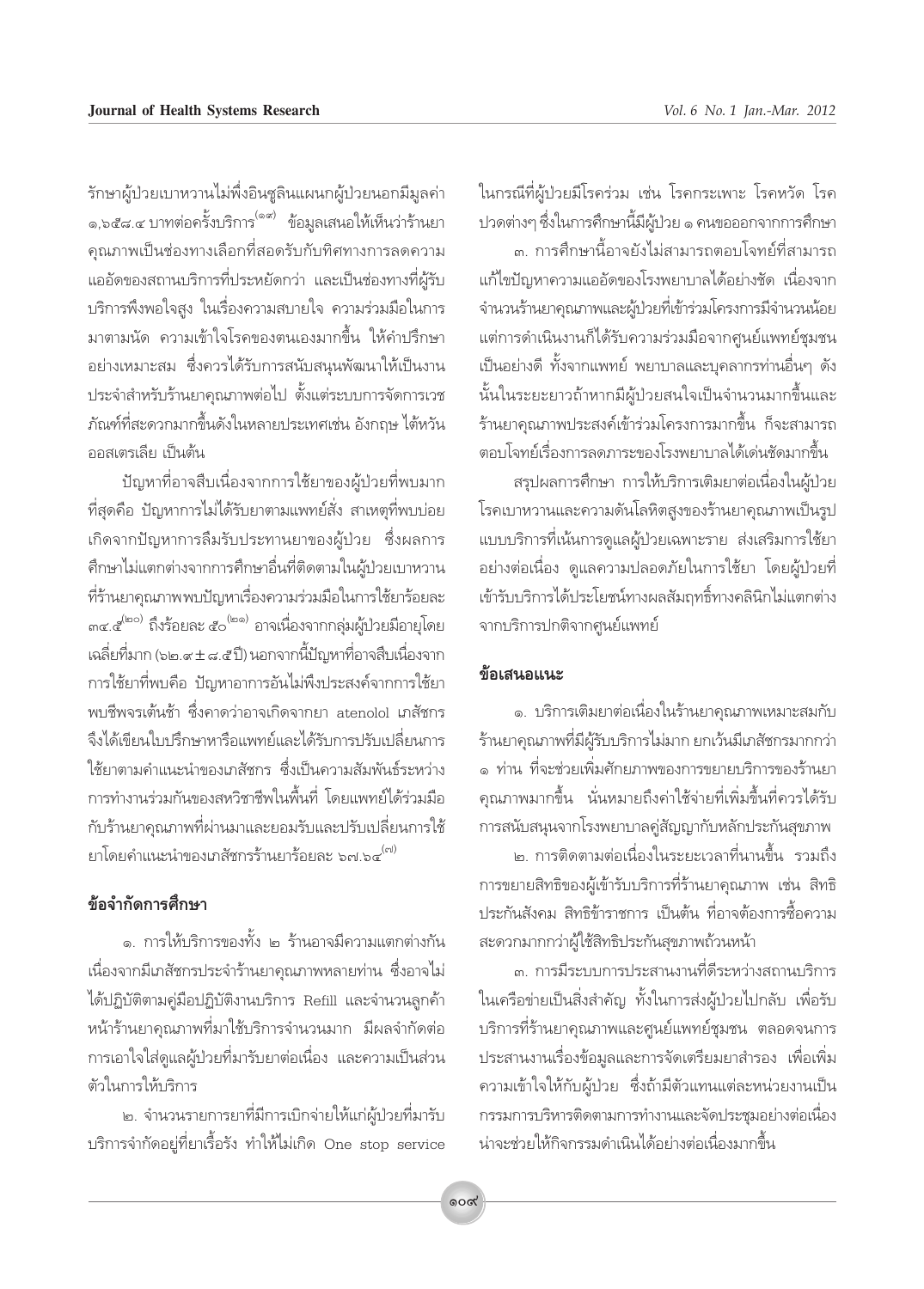รักษาผู้ป่วยเบาหวานไม่พึ่งอินซูลินแผนกผู้ป่วยนอกมีมูลค่า ๑,๖๕๘.๔ บาทต่อครั้งบริการ[๑๙] ข้อมูลเสนอให้เห็นว่าร้านยาคุณภาพเป็นช่องทางเลือกที่สอดรับกับทิศทางการลดความแออัดของสถานบริการที่ประหยัดกว่า และเป็นช่องทางที่ผู้รับบริการพึงพอใจสูง ในเรื่องความสบายใจ ความร่วมมือในการมาตามนัด ความเข้าใจโรคของตนเองมากขึ้น ให้คำปรึกษาอย่างเหมาะสม ซึ่งควรได้รับการสนับสนุนพัฒนาให้เป็นงานประจำสำหรับร้านยาคุณภาพต่อไป ตั้งแต่ระบบการจัดการเวชภัณฑ์ที่สะดวกมากขึ้นดังในหลายประเทศเช่น อังกฤษ ไต้หวัน ออสเตรเลีย เป็นต้น

ปัญหาที่อาจสืบเนื่องจากการใช้ยาของผู้ป่วยที่พบมากที่สุดคือ ปัญหาการไม่ได้รับยาตามแพทย์สั่ง สาเหตุที่พบบ่อยเกิดจากปัญหาการลืมรับประทานยาของผู้ป่วย ซึ่งผลการศึกษาไม่แตกต่างจากการศึกษาอื่นที่ติดตามในผู้ป่วยเบาหวานที่ร้านยาคุณภาพพบปัญหาเรื่องความร่วมมือในการใช้ยาร้อยละ ๓๔.๕[๒๐] ถึงร้อยละ ๕๐[๒๑] อาจเนื่องจากกลุ่มผู้ป่วยมีอายุโดยเฉลี่ยที่มาก (๖๒.๙ ± ๘.๕ ปี) นอกจากนี้ปัญหาที่อาจสืบเนื่องจากการใช้ยาที่พบคือ ปัญหาอาการอันไม่พึงประสงค์จากการใช้ยา พบชีพจรเต้นช้า ซึ่งคาดว่าอาจเกิดจากยา atenolol เภสัชกรจึงได้เขียนใบปรึกษาหรือแพทย์และได้รับการปรับเปลี่ยนการใช้ยาตามคำแนะนำของเภสัชกร ซึ่งเป็นความสัมพันธ์ระหว่างการทำงานร่วมกันของสหวิชาชีพในพื้นที่ โดยแพทย์ได้ร่วมมือกับร้านยาคุณภาพที่ผ่านมาและยอมรับและปรับเปลี่ยนการใช้ยาโดยคำแนะนำของเภสัชกรร้านยาร้อยละ ๖๗.๖๔[๗]

## ข้อจำกัดการศึกษา

๑. การให้บริการของทั้ง ๒ ร้านอาจมีความแตกต่างกัน เนื่องจากมีเภสัชกรประจำร้านยาคุณภาพหลายท่าน ซึ่งอาจไม่ได้ปฏิบัติตามคู่มือปฏิบัติงานบริการ Refill และจำนวนลูกค้าหน้าร้านยาคุณภาพที่มาใช้บริการจำนวนมาก มีผลจำกัดต่อการเอาใจใส่ดูแลผู้ป่วยที่มารับยาต่อเนื่อง และความเป็นส่วนตัวในการให้บริการ

๒. จำนวนรายการยาที่มีการเบิกจ่ายให้แก่ผู้ป่วยที่มารับบริการจำกัดอยู่ที่ยาเรื้อรัง ทำให้ไม่เกิด One stop service ในกรณีที่ผู้ป่วยมีโรคร่วม เช่น โรคกระเพาะ โรคหวัด โรคปวดต่างๆ ซึ่งในการศึกษานี้มีผู้ป่วย ๑ คนขอออกจากการศึกษา

๓. การศึกษานี้อาจยังไม่สามารถตอบโจทย์ที่สามารถแก้ไขปัญหาความแออัดของโรงพยาบาลได้อย่างชัด เนื่องจากจำนวนร้านยาคุณภาพและผู้ป่วยที่เข้าร่วมโครงการมีจำนวนน้อย แต่การดำเนินงานก็ได้รับความร่วมมือจากศูนย์แพทย์ชุมชนเป็นอย่างดี ทั้งจากแพทย์ พยาบาลและบุคลากรท่านอื่นๆ ดังนั้นในระยะยาวถ้าหากมีผู้ป่วยสนใจเป็นจำนวนมากขึ้นและร้านยาคุณภาพประสงค์เข้าร่วมโครงการมากขึ้น ก็จะสามารถตอบโจทย์เรื่องการลดภาระของโรงพยาบาลได้เด่นชัดมากขึ้น

สรุปผลการศึกษา การให้บริการเติมยาต่อเนื่องในผู้ป่วยโรคเบาหวานและความดันโลหิตสูงของร้านยาคุณภาพเป็นรูปแบบบริการที่เน้นการดูแลผู้ป่วยเฉพาะราย ส่งเสริมการใช้ยาอย่างต่อเนื่อง ดูแลความปลอดภัยในการใช้ยา โดยผู้ป่วยที่เข้ารับบริการได้ประโยชน์ทางผลสัมฤทธิ์ทางคลินิกไม่แตกต่างจากบริการปกติจากศูนย์แพทย์

## ข้อเสนอแนะ

๑. บริการเติมยาต่อเนื่องในร้านยาคุณภาพเหมาะสมกับร้านยาคุณภาพที่มีผู้รับบริการไม่มาก ยกเว้นมีเภสัชกรมากกว่า ๑ ท่าน ที่จะช่วยเพิ่มศักยภาพของการขยายบริการของร้านยาคุณภาพมากขึ้น นั่นหมายถึงค่าใช้จ่ายที่เพิ่มขึ้นที่ควรได้รับการสนับสนุนจากโรงพยาบาลคู่สัญญากับหลักประกันสุขภาพ

๒. การติดตามต่อเนื่องในระยะเวลาที่นานขึ้น รวมถึงการขยายสิทธิของผู้เข้ารับบริการที่ร้านยาคุณภาพ เช่น สิทธิประกันสังคม สิทธิข้าราชการ เป็นต้น ที่อาจต้องการซื้อความสะดวกมากกว่าผู้ใช้สิทธิประกันสุขภาพถ้วนหน้า

๓. การมีระบบการประสานงานที่ดีระหว่างสถานบริการในเครือข่ายเป็นสิ่งสำคัญ ทั้งในการส่งผู้ป่วยไปกลับ เพื่อรับบริการที่ร้านยาคุณภาพและศูนย์แพทย์ชุมชน ตลอดจนการประสานงานเรื่องข้อมูลและการจัดเตรียมยาสำรอง เพื่อเพิ่มความเข้าใจให้กับผู้ป่วย ซึ่งถ้ามีตัวแทนแต่ละหน่วยงานเป็นกรรมการบริหารติดตามการทำงานและจัดประชุมอย่างต่อเนื่องน่าจะช่วยให้กิจกรรมดำเนินได้อย่างต่อเนื่องมากขึ้น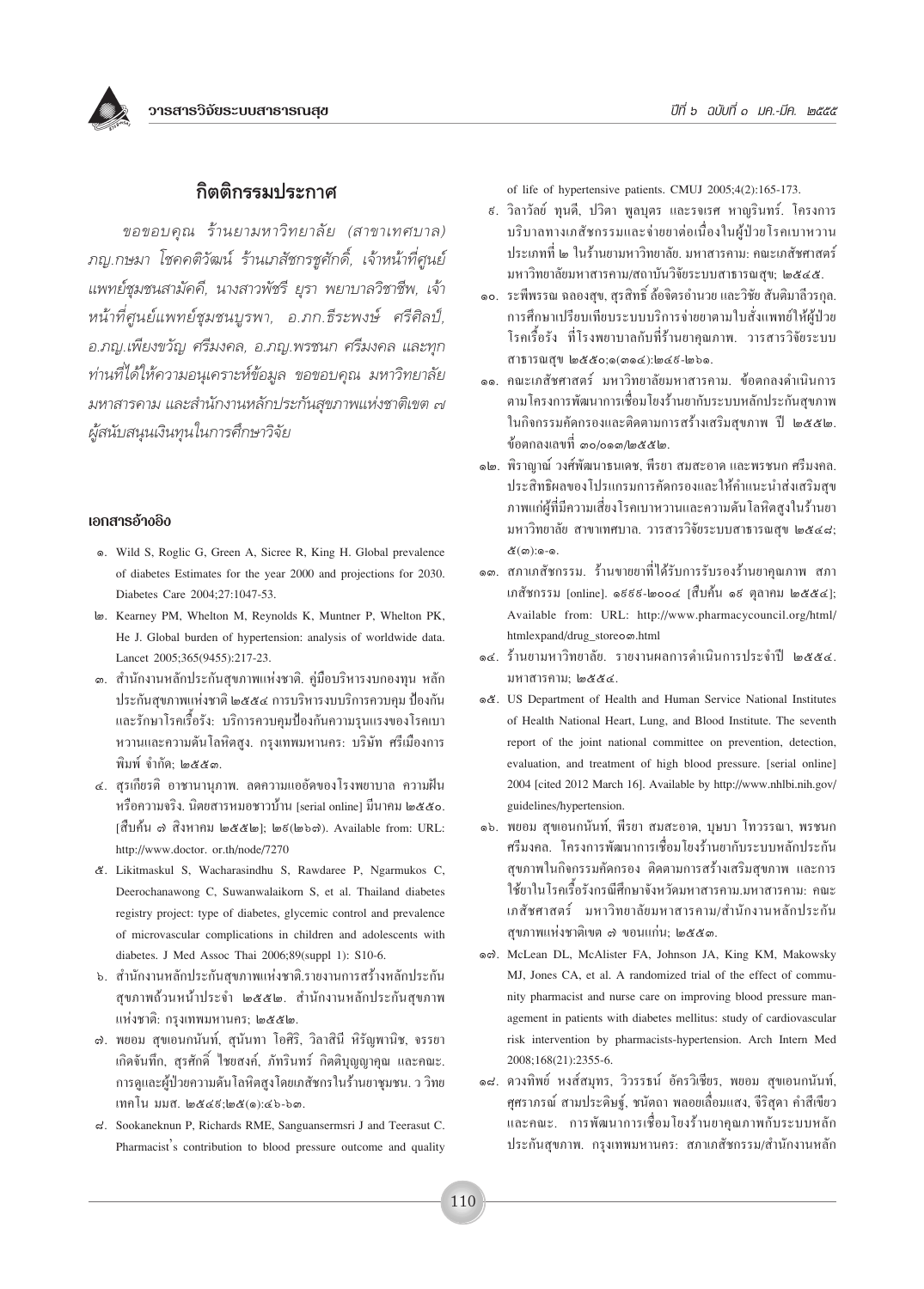## กิตติกรรมประกาศ

*ขอขอบคุณ ร้านยามหาวิทยาลัย (สาขาเทศบาล) ภญ.กษมา โชคคติวัฒน์ ร้านเภสัชกรชูศักดิ์ เจ้าหน้าที่ศูนย์แพทย์ชุมชนสามัคคี, นางสาวพัชรี ยุรา พยาบาลวิชาชีพ, เจ้าหน้าที่ศูนย์แพทย์ชุมชนบูรพา, อ.ภก.ธีระพงษ์ ศรีศิลป์, อ.ภญ.เพียงขวัญ ศรีมงคล, อ.ภญ.พรชนก ศรีมงคล และทุกท่านที่ได้ให้ความอนุเคราะห์ข้อมูล ขอขอบคุณ มหาวิทยาลัยมหาสารคาม และสำนักงานหลักประกันสุขภาพแห่งชาติเขต ๗ ผู้สนับสนุนเงินทุนในการศึกษาวิจัย*

### เอกสารอ้างอิง

๑. Wild S, Roglic G, Green A, Sicree R, King H. Global prevalence of diabetes Estimates for the year 2000 and projections for 2030. Diabetes Care 2004;27:1047-53.

๒. Kearney PM, Whelton M, Reynolds K, Muntner P, Whelton PK, He J. Global burden of hypertension: analysis of worldwide data. Lancet 2005;365(9455):217-23.

๓. สำนักงานหลักประกันสุขภาพแห่งชาติ. คู่มือบริหารงบกองทุน หลักประกันสุขภาพแห่งชาติ ๒๕๕๔ การบริหารงบบริการควบคุม ป้องกันและรักษาโรคเรื้อรัง: บริการควบคุมป้องกันความรุนแรงของโรคเบาหวานและความดันโลหิตสูง. กรุงเทพมหานคร: บริษัท ศรีเมืองการพิมพ์ จำกัด; ๒๕๕๓.

๔. สุรเกียรติ อาชานานุภาพ. ลดความแออัดของโรงพยาบาล ความฝันหรือความจริง. นิตยสารหมอชาวบ้าน [serial online] มีนาคม ๒๕๕๐. [สืบค้น ๗ สิงหาคม ๒๕๕๒]; ๒๙(๒๖๗). Available from: URL: http://www.doctor. or.th/node/7270

๕. Likitmaskul S, Wacharasindhu S, Rawdaree P, Ngarmukos C, Deerochanawong C, Suwanwalaikorn S, et al. Thailand diabetes registry project: type of diabetes, glycemic control and prevalence of microvascular complications in children and adolescents with diabetes. J Med Assoc Thai 2006;89(suppl 1): S10-6.

๖. สำนักงานหลักประกันสุขภาพแห่งชาติ.รายงานการสร้างหลักประกันสุขภาพถ้วนหน้าประจำ ๒๕๕๒. สำนักงานหลักประกันสุขภาพแห่งชาติ: กรุงเทพมหานคร; ๒๕๕๒.

๗. พยอม สุขเอนกนันท์, สุนันทา โอศิริ, วิลาสินี หิรัญพานิช, จรรยา เกิดจันทึก, สุรศักดิ์ ไชยสงค์, ภัทรินทร์ กิตติบุญญาคุณ และคณะ. การดูแลผู้ป่วยความดันโลหิตสูงโดยเภสัชกรในร้านยาชุมชน. ว วิทย เทคโน มมส. ๒๕๔๙;๒๕(๑):๔๖-๖๓.

๘. Sookaneknun P, Richards RME, Sanguansermsri J and Teerasut C. Pharmacist's contribution to blood pressure outcome and quality of life of hypertensive patients. CMUJ 2005;4(2):165-173.

๙. วิลาวัลย์ ทุนดี, ปวิตา พูลบุตร และรจเรศ หาญรินทร์. โครงการบริบาลทางเภสัชกรรมและจ่ายยาต่อเนื่องในผู้ป่วยโรคเบาหวานประเภทที่ ๒ ในร้านยามหาวิทยาลัย. มหาสารคาม: คณะเภสัชศาสตร์ มหาวิทยาลัยมหาสารคาม/สถาบันวิจัยระบบสาธารณสุข; ๒๕๔๕.

๑๐. ระพีพรรณ ฉลองสุข, สุรสิทธิ์ ล้อจิตรอำนวย และวิชัย สันติมาลีวรกุล. การศึกษาเปรียบเทียบระบบบริการจ่ายยาตามใบสั่งแพทย์ให้ผู้ป่วยโรคเรื้อรัง ที่โรงพยาบาลกับที่ร้านยาคุณภาพ. วารสารวิจัยระบบสาธารณสุข ๒๕๕๐;๑(๓๑๔):๒๔๙-๒๖๑.

๑๑. คณะเภสัชศาสตร์ มหาวิทยาลัยมหาสารคาม. ข้อตกลงดำเนินการตามโครงการพัฒนาการเชื่อมโยงร้านยากับระบบหลักประกันสุขภาพในกิจกรรมคัดกรองและติดตามการสร้างเสริมสุขภาพ ปี ๒๕๕๒. ข้อตกลงเลขที่ ๓๐/๐๑๓/๒๕๕๒.

๑๒. พิราญาณ์ วงศ์พัฒนาธนเดช, พีรยา สมสะอาด และพรชนก ศรีมงคล. ประสิทธิผลของโปรแกรมการคัดกรองและให้คำแนะนำส่งเสริมสุขภาพแก่ผู้ที่มีความเสี่ยงโรคเบาหวานและความดันโลหิตสูงในร้านยามหาวิทยาลัย สาขาเทศบาล. วารสารวิจัยระบบสาธารณสุข ๒๕๕๔; ๕(๓):๑-๑.

๑๓. สภาเภสัชกรรม. ร้านขายยาที่ได้รับการรับรองร้านยาคุณภาพ สภาเภสัชกรรม [online]. ๑๙๙๙-๒๐๐๔ [สืบค้น ๑๙ ตุลาคม ๒๕๕๔]; Available from: URL: http://www.pharmacycouncil.org/html/htmlexpand/drug_store๐๓.html

๑๔. ร้านยามหาวิทยาลัย. รายงานผลการดำเนินการประจำปี ๒๕๕๔. มหาสารคาม; ๒๕๕๔.

๑๕. US Department of Health and Human Service National Institutes of Health National Heart, Lung, and Blood Institute. The seventh report of the joint national committee on prevention, detection, evaluation, and treatment of high blood pressure. [serial online] 2004 [cited 2012 March 16]. Available by http://www.nhlbi.nih.gov/guidelines/hypertension.

๑๖. พยอม สุขเอนกนันท์, พีรยา สมสะอาด, บุษบา โทวรรณา, พรชนก ศรีมงคล. โครงการพัฒนาการเชื่อมโยงร้านยากับระบบหลักประกันสุขภาพในกิจกรรมคัดกรอง ติดตามการสร้างเสริมสุขภาพ และการใช้ยาในโรคเรื้อรังกรณีศึกษาจังหวัดมหาสารคาม.มหาสารคาม: คณะเภสัชศาสตร์ มหาวิทยาลัยมหาสารคาม/สำนักงานหลักประกันสุขภาพแห่งชาติเขต ๗ ขอนแก่น; ๒๕๕๓.

๑๗. McLean DL, McAlister FA, Johnson JA, King KM, Makowsky MJ, Jones CA, et al. A randomized trial of the effect of community pharmacist and nurse care on improving blood pressure management in patients with diabetes mellitus: study of cardiovascular risk intervention by pharmacists-hypertension. Arch Intern Med 2008;168(21):2355-6.

๑๘. ดวงทิพย์ หงส์สมุทร, วิวรรธน์ อัครวิเชียร, พยอม สุขเอนกนันท์, ศุศราภรณ์ สามประดิษฐ์, ชนัตถา พลอยเลื่อมแสง, จิริสุดา คำสีเขียว และคณะ. การพัฒนาการเชื่อมโยงร้านยาคุณภาพกับระบบหลักประกันสุขภาพ. กรุงเทพมหานคร: สภาเภสัชกรรม/สำนักงานหลัก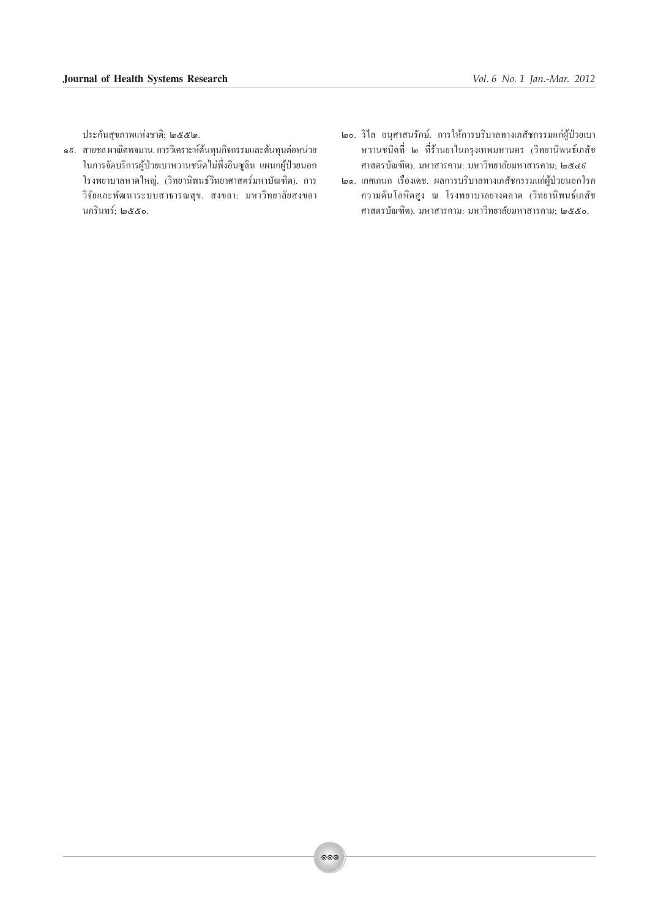ประกันสุขภาพแห่งชาติ; ๒๕๕๒.

๑៩. สายชล ผาณิตพจมาน. การวิเคราะห์ต้นทุนกิจกรรมและต้นทุนต่อหน่วยในการจัดบริการผู้ป่วยเบาหวานชนิดไม่พึ่งอินซูลิน แผนกผู้ป่วยนอกโรงพยาบาลหาดใหญ่. (วิทยานิพนธ์วิทยาศาสตร์มหาบัณฑิต). การวิจัยและพัฒนาระบบสาธารณสุข. สงขลา: มหาวิทยาลัยสงขลานครินทร์; ๒๕๕๐.

๒๐. วิไล อนุศาสนรักษ์. การให้การบริบาลทางเภสัชกรรมแก่ผู้ป่วยเบาหวานชนิดที่ ๒ ที่ร้านยาในกรุงเทพมหานคร (วิทยานิพนธ์เภสัชศาสตรบัณฑิต). มหาสารคาม: มหาวิทยาลัยมหาสารคาม; ๒๕๔๙

๒๑. เกศเกนก เรืองเดช. ผลการบริบาลทางเภสัชกรรมแก่ผู้ป่วยนอกโรคความดันโลหิตสูง ณ โรงพยาบาลยางตลาด (วิทยานิพนธ์เภสัชศาสตรบัณฑิต). มหาสารคาม: มหาวิทยาลัยมหาสารคาม; ๒๕๕๐.